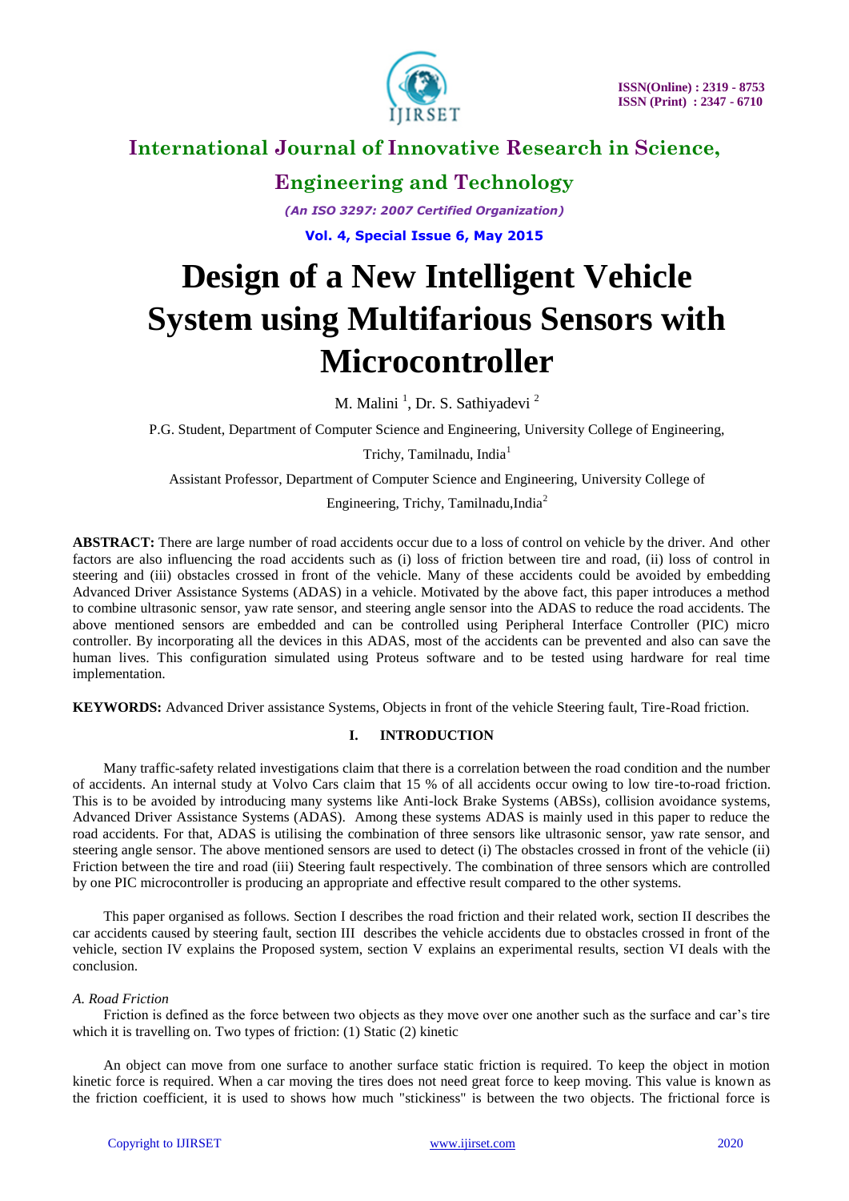# Design of a New Intelligent Vehicle System using Multifarious Sensors with Microcontroller

M. Malini [1], Dr. S. Sathiyadevi [2]

P.G. Student, Department of Computer Science and Engineering, University College of Engineering, Trichy, Tamilnadu, India[1]

Assistant Professor, Department of Computer Science and Engineering, University College of Engineering, Trichy, Tamilnadu,India[2]

**ABSTRACT:** There are large number of road accidents occur due to a loss of control on vehicle by the driver. And other factors are also influencing the road accidents such as (i) loss of friction between tire and road, (ii) loss of control in steering and (iii) obstacles crossed in front of the vehicle. Many of these accidents could be avoided by embedding Advanced Driver Assistance Systems (ADAS) in a vehicle. Motivated by the above fact, this paper introduces a method to combine ultrasonic sensor, yaw rate sensor, and steering angle sensor into the ADAS to reduce the road accidents. The above mentioned sensors are embedded and can be controlled using Peripheral Interface Controller (PIC) micro controller. By incorporating all the devices in this ADAS, most of the accidents can be prevented and also can save the human lives. This configuration simulated using Proteus software and to be tested using hardware for real time implementation.

**KEYWORDS:** Advanced Driver assistance Systems, Objects in front of the vehicle Steering fault, Tire-Road friction.

## I. INTRODUCTION

Many traffic-safety related investigations claim that there is a correlation between the road condition and the number of accidents. An internal study at Volvo Cars claim that 15 % of all accidents occur owing to low tire-to-road friction. This is to be avoided by introducing many systems like Anti-lock Brake Systems (ABSs), collision avoidance systems, Advanced Driver Assistance Systems (ADAS). Among these systems ADAS is mainly used in this paper to reduce the road accidents. For that, ADAS is utilising the combination of three sensors like ultrasonic sensor, yaw rate sensor, and steering angle sensor. The above mentioned sensors are used to detect (i) The obstacles crossed in front of the vehicle (ii) Friction between the tire and road (iii) Steering fault respectively. The combination of three sensors which are controlled by one PIC microcontroller is producing an appropriate and effective result compared to the other systems.

This paper organised as follows. Section I describes the road friction and their related work, section II describes the car accidents caused by steering fault, section III describes the vehicle accidents due to obstacles crossed in front of the vehicle, section IV explains the Proposed system, section V explains an experimental results, section VI deals with the conclusion.

### *A. Road Friction*

Friction is defined as the force between two objects as they move over one another such as the surface and car's tire which it is travelling on. Two types of friction: (1) Static (2) kinetic

An object can move from one surface to another surface static friction is required. To keep the object in motion kinetic force is required. When a car moving the tires does not need great force to keep moving. This value is known as the friction coefficient, it is used to shows how much "stickiness" is between the two objects. The frictional force is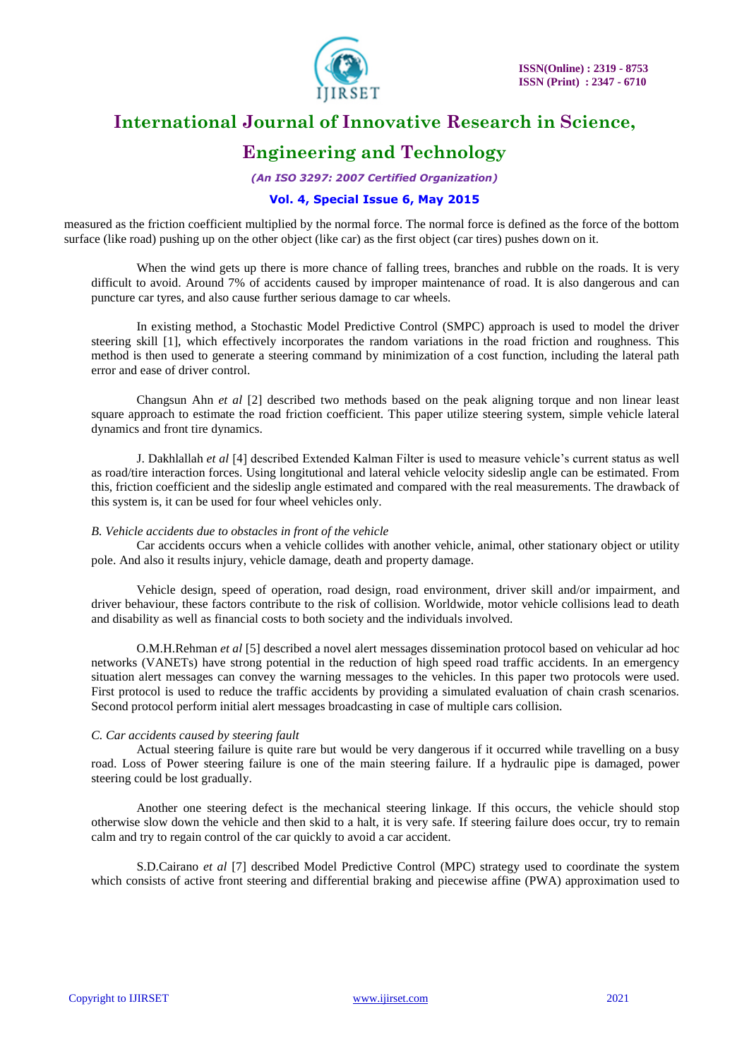measured as the friction coefficient multiplied by the normal force. The normal force is defined as the force of the bottom surface (like road) pushing up on the other object (like car) as the first object (car tires) pushes down on it.

When the wind gets up there is more chance of falling trees, branches and rubble on the roads. It is very difficult to avoid. Around 7% of accidents caused by improper maintenance of road. It is also dangerous and can puncture car tyres, and also cause further serious damage to car wheels.

In existing method, a Stochastic Model Predictive Control (SMPC) approach is used to model the driver steering skill [1], which effectively incorporates the random variations in the road friction and roughness. This method is then used to generate a steering command by minimization of a cost function, including the lateral path error and ease of driver control.

Changsun Ahn *et al* [2] described two methods based on the peak aligning torque and non linear least square approach to estimate the road friction coefficient. This paper utilize steering system, simple vehicle lateral dynamics and front tire dynamics.

J. Dakhlallah *et al* [4] described Extended Kalman Filter is used to measure vehicle's current status as well as road/tire interaction forces. Using longitutional and lateral vehicle velocity sideslip angle can be estimated. From this, friction coefficient and the sideslip angle estimated and compared with the real measurements. The drawback of this system is, it can be used for four wheel vehicles only.

*B. Vehicle accidents due to obstacles in front of the vehicle*

Car accidents occurs when a vehicle collides with another vehicle, animal, other stationary object or utility pole. And also it results injury, vehicle damage, death and property damage.

Vehicle design, speed of operation, road design, road environment, driver skill and/or impairment, and driver behaviour, these factors contribute to the risk of collision. Worldwide, motor vehicle collisions lead to death and disability as well as financial costs to both society and the individuals involved.

O.M.H.Rehman *et al* [5] described a novel alert messages dissemination protocol based on vehicular ad hoc networks (VANETs) have strong potential in the reduction of high speed road traffic accidents. In an emergency situation alert messages can convey the warning messages to the vehicles. In this paper two protocols were used. First protocol is used to reduce the traffic accidents by providing a simulated evaluation of chain crash scenarios. Second protocol perform initial alert messages broadcasting in case of multiple cars collision.

*C. Car accidents caused by steering fault*

Actual steering failure is quite rare but would be very dangerous if it occurred while travelling on a busy road. Loss of Power steering failure is one of the main steering failure. If a hydraulic pipe is damaged, power steering could be lost gradually.

Another one steering defect is the mechanical steering linkage. If this occurs, the vehicle should stop otherwise slow down the vehicle and then skid to a halt, it is very safe. If steering failure does occur, try to remain calm and try to regain control of the car quickly to avoid a car accident.

S.D.Cairano *et al* [7] described Model Predictive Control (MPC) strategy used to coordinate the system which consists of active front steering and differential braking and piecewise affine (PWA) approximation used to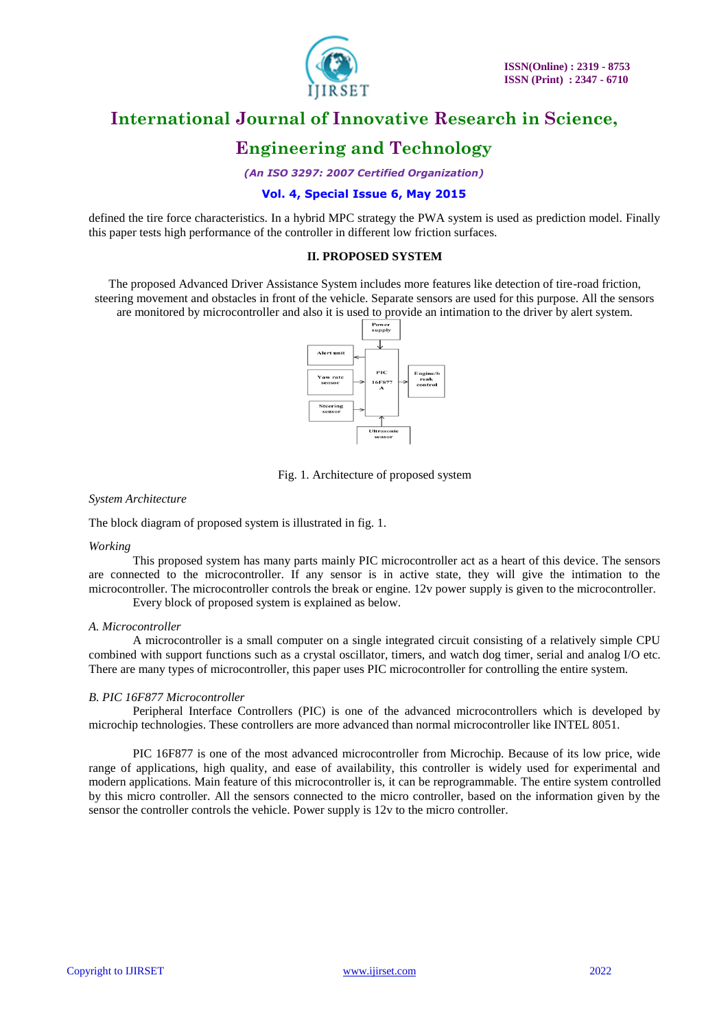defined the tire force characteristics. In a hybrid MPC strategy the PWA system is used as prediction model. Finally this paper tests high performance of the controller in different low friction surfaces.

## II. PROPOSED SYSTEM

The proposed Advanced Driver Assistance System includes more features like detection of tire-road friction, steering movement and obstacles in front of the vehicle. Separate sensors are used for this purpose. All the sensors are monitored by microcontroller and also it is used to provide an intimation to the driver by alert system.

Fig. 1. Architecture of proposed system

*System Architecture*

The block diagram of proposed system is illustrated in fig. 1.

*Working*

This proposed system has many parts mainly PIC microcontroller act as a heart of this device. The sensors are connected to the microcontroller. If any sensor is in active state, they will give the intimation to the microcontroller. The microcontroller controls the break or engine. 12v power supply is given to the microcontroller.

Every block of proposed system is explained as below.

### *A. Microcontroller*

A microcontroller is a small computer on a single integrated circuit consisting of a relatively simple CPU combined with support functions such as a crystal oscillator, timers, and watch dog timer, serial and analog I/O etc. There are many types of microcontroller, this paper uses PIC microcontroller for controlling the entire system.

### *B. PIC 16F877 Microcontroller*

Peripheral Interface Controllers (PIC) is one of the advanced microcontrollers which is developed by microchip technologies. These controllers are more advanced than normal microcontroller like INTEL 8051.

PIC 16F877 is one of the most advanced microcontroller from Microchip. Because of its low price, wide range of applications, high quality, and ease of availability, this controller is widely used for experimental and modern applications. Main feature of this microcontroller is, it can be reprogrammable. The entire system controlled by this micro controller. All the sensors connected to the micro controller, based on the information given by the sensor the controller controls the vehicle. Power supply is 12v to the micro controller.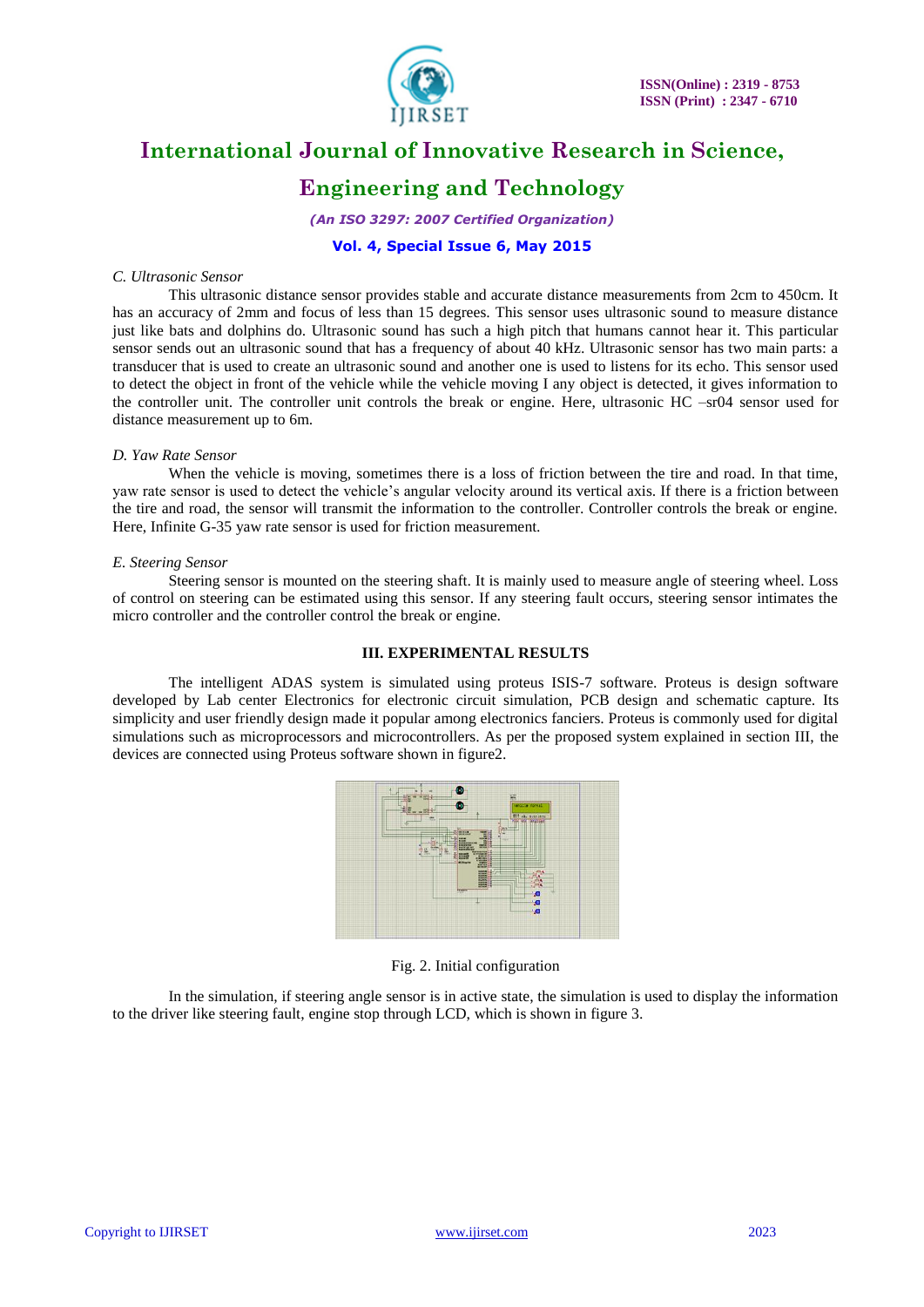*C. Ultrasonic Sensor*

This ultrasonic distance sensor provides stable and accurate distance measurements from 2cm to 450cm. It has an accuracy of 2mm and focus of less than 15 degrees. This sensor uses ultrasonic sound to measure distance just like bats and dolphins do. Ultrasonic sound has such a high pitch that humans cannot hear it. This particular sensor sends out an ultrasonic sound that has a frequency of about 40 kHz. Ultrasonic sensor has two main parts: a transducer that is used to create an ultrasonic sound and another one is used to listens for its echo. This sensor used to detect the object in front of the vehicle while the vehicle moving I any object is detected, it gives information to the controller unit. The controller unit controls the break or engine. Here, ultrasonic HC –sr04 sensor used for distance measurement up to 6m.

*D. Yaw Rate Sensor*

When the vehicle is moving, sometimes there is a loss of friction between the tire and road. In that time, yaw rate sensor is used to detect the vehicle's angular velocity around its vertical axis. If there is a friction between the tire and road, the sensor will transmit the information to the controller. Controller controls the break or engine. Here, Infinite G-35 yaw rate sensor is used for friction measurement.

*E. Steering Sensor*

Steering sensor is mounted on the steering shaft. It is mainly used to measure angle of steering wheel. Loss of control on steering can be estimated using this sensor. If any steering fault occurs, steering sensor intimates the micro controller and the controller control the break or engine.

## III. EXPERIMENTAL RESULTS

The intelligent ADAS system is simulated using proteus ISIS-7 software. Proteus is design software developed by Lab center Electronics for electronic circuit simulation, PCB design and schematic capture. Its simplicity and user friendly design made it popular among electronics fanciers. Proteus is commonly used for digital simulations such as microprocessors and microcontrollers. As per the proposed system explained in section III, the devices are connected using Proteus software shown in figure2.

Fig. 2. Initial configuration

In the simulation, if steering angle sensor is in active state, the simulation is used to display the information to the driver like steering fault, engine stop through LCD, which is shown in figure 3.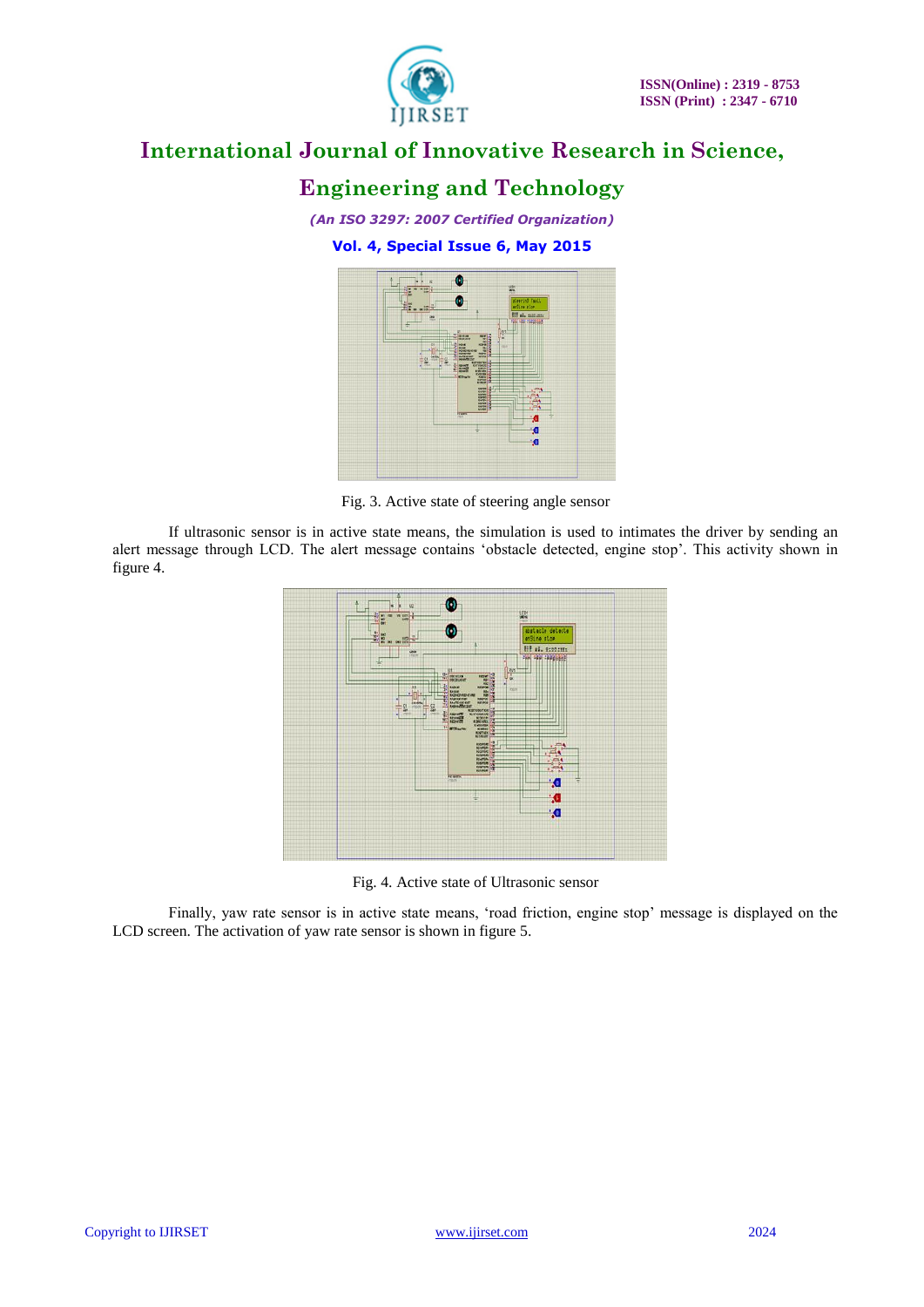Fig. 3. Active state of steering angle sensor

If ultrasonic sensor is in active state means, the simulation is used to intimates the driver by sending an alert message through LCD. The alert message contains 'obstacle detected, engine stop'. This activity shown in figure 4.

Fig. 4. Active state of Ultrasonic sensor

Finally, yaw rate sensor is in active state means, 'road friction, engine stop' message is displayed on the LCD screen. The activation of yaw rate sensor is shown in figure 5.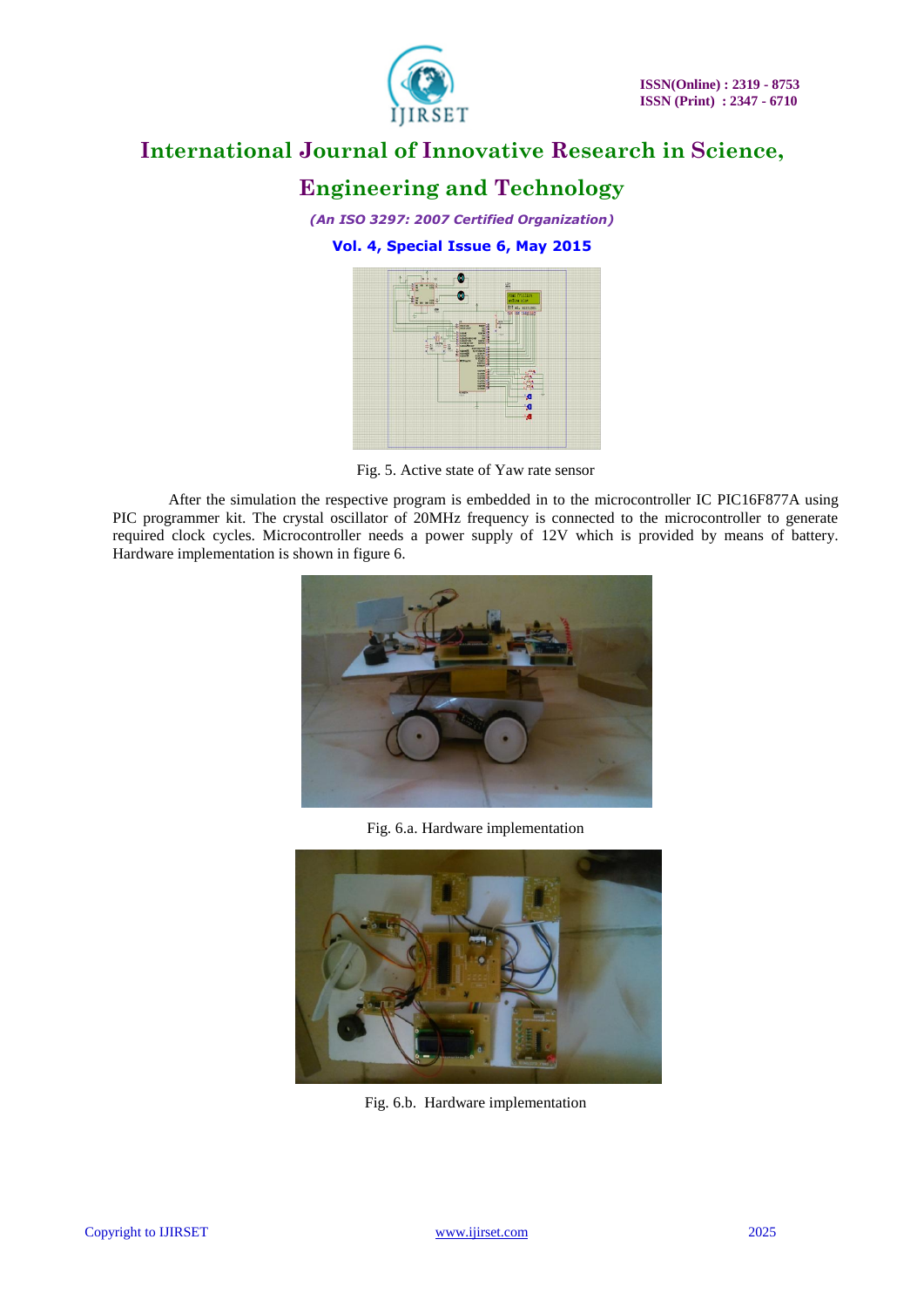Fig. 5. Active state of Yaw rate sensor

After the simulation the respective program is embedded in to the microcontroller IC PIC16F877A using PIC programmer kit. The crystal oscillator of 20MHz frequency is connected to the microcontroller to generate required clock cycles. Microcontroller needs a power supply of 12V which is provided by means of battery. Hardware implementation is shown in figure 6.

Fig. 6.a. Hardware implementation

Fig. 6.b. Hardware implementation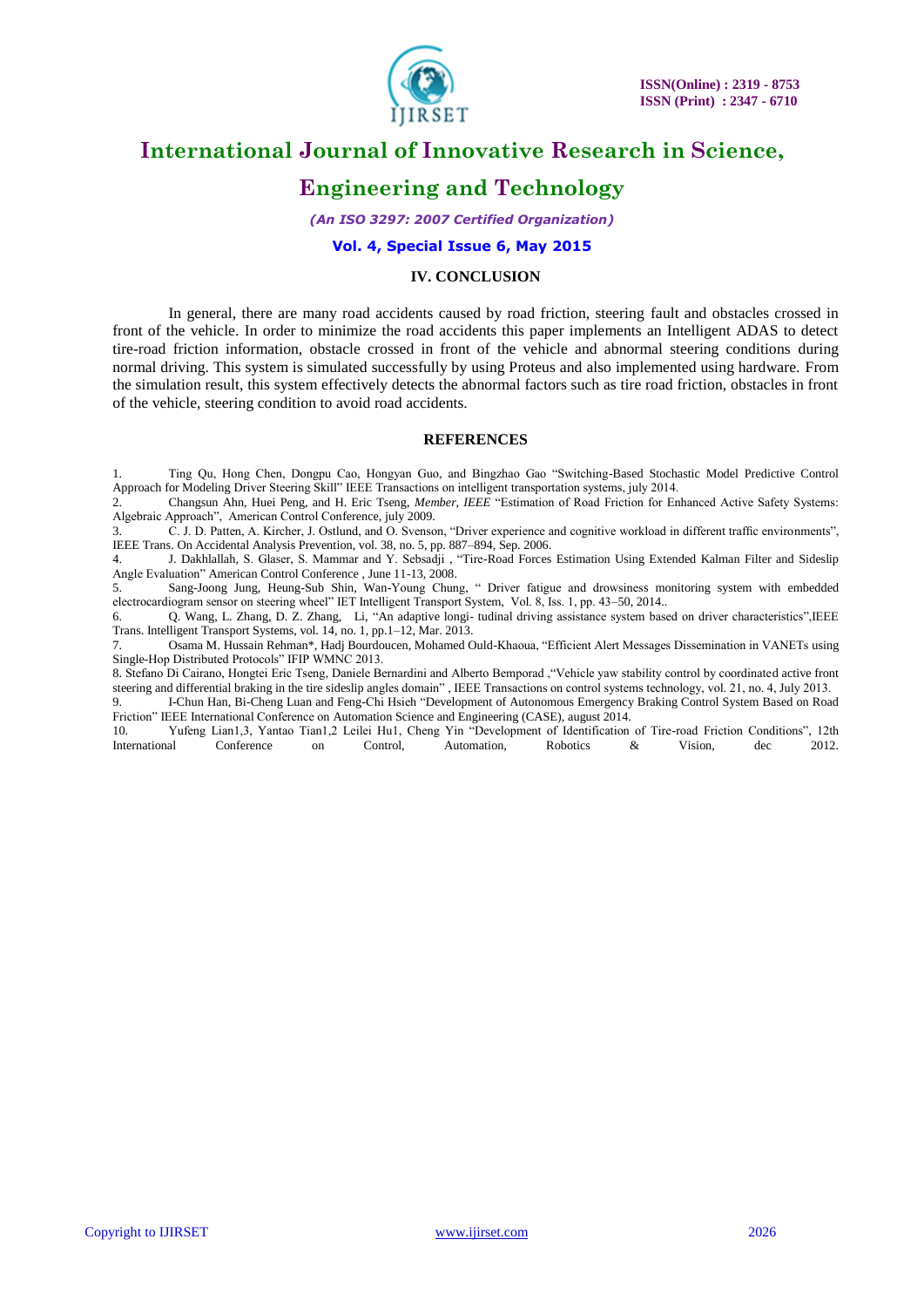## IV. CONCLUSION

In general, there are many road accidents caused by road friction, steering fault and obstacles crossed in front of the vehicle. In order to minimize the road accidents this paper implements an Intelligent ADAS to detect tire-road friction information, obstacle crossed in front of the vehicle and abnormal steering conditions during normal driving. This system is simulated successfully by using Proteus and also implemented using hardware. From the simulation result, this system effectively detects the abnormal factors such as tire road friction, obstacles in front of the vehicle, steering condition to avoid road accidents.

## REFERENCES

1. Ting Qu, Hong Chen, Dongpu Cao, Hongyan Guo, and Bingzhao Gao "Switching-Based Stochastic Model Predictive Control Approach for Modeling Driver Steering Skill" IEEE Transactions on intelligent transportation systems, july 2014.
2. Changsun Ahn, Huei Peng, and H. Eric Tseng, *Member, IEEE* "Estimation of Road Friction for Enhanced Active Safety Systems: Algebraic Approach", American Control Conference, july 2009.
3. C. J. D. Patten, A. Kircher, J. Ostlund, and O. Svenson, "Driver experience and cognitive workload in different traffic environments", IEEE Trans. On Accidental Analysis Prevention, vol. 38, no. 5, pp. 887–894, Sep. 2006.
4. J. Dakhlallah, S. Glaser, S. Mammar and Y. Sebsadji , "Tire-Road Forces Estimation Using Extended Kalman Filter and Sideslip Angle Evaluation" American Control Conference , June 11-13, 2008.
5. Sang-Joong Jung, Heung-Sub Shin, Wan-Young Chung, " Driver fatigue and drowsiness monitoring system with embedded electrocardiogram sensor on steering wheel" IET Intelligent Transport System, Vol. 8, Iss. 1, pp. 43–50, 2014..
6. Q. Wang, L. Zhang, D. Z. Zhang, Li, "An adaptive longi- tudinal driving assistance system based on driver characteristics",IEEE Trans. Intelligent Transport Systems, vol. 14, no. 1, pp.1–12, Mar. 2013.
7. Osama M. Hussain Rehman*, Hadj Bourdoucen, Mohamed Ould-Khaoua, "Efficient Alert Messages Dissemination in VANETs using Single-Hop Distributed Protocols" IFIP WMNC 2013.
8. Stefano Di Cairano, Hongtei Eric Tseng, Daniele Bernardini and Alberto Bemporad ,"Vehicle yaw stability control by coordinated active front steering and differential braking in the tire sideslip angles domain" , IEEE Transactions on control systems technology, vol. 21, no. 4, July 2013.
9. I-Chun Han, Bi-Cheng Luan and Feng-Chi Hsieh "Development of Autonomous Emergency Braking Control System Based on Road Friction" IEEE International Conference on Automation Science and Engineering (CASE), august 2014.
10. Yufeng Lian1,3, Yantao Tian1,2 Leilei Hu1, Cheng Yin "Development of Identification of Tire-road Friction Conditions", 12th International Conference on Control, Automation, Robotics & Vision, dec 2012.